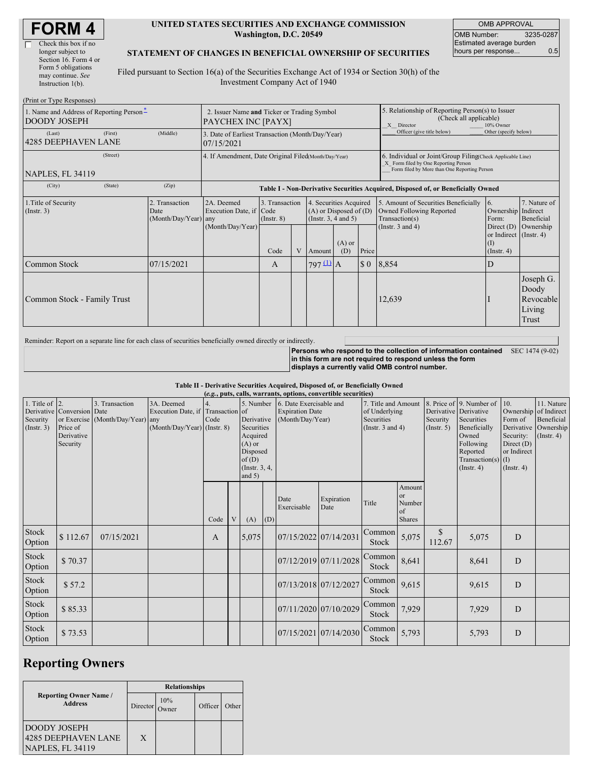# FORM 4

☐ Check this box if no longer subject to Section 16. Form 4 or Form 5 obligations may continue. *See* Instruction 1(b).

**UNITED STATES SECURITIES AND EXCHANGE COMMISSION**
**Washington, D.C. 20549**

**STATEMENT OF CHANGES IN BENEFICIAL OWNERSHIP OF SECURITIES**

Filed pursuant to Section 16(a) of the Securities Exchange Act of 1934 or Section 30(h) of the Investment Company Act of 1940

| OMB APPROVAL | |
|---|---|
| OMB Number: | 3235-0287 |
| Estimated average burden hours per response... | 0.5 |

(Print or Type Responses)

| | | |
|---|---|---|
| 1. Name and Address of Reporting Person * DOODY JOSEPH (Last) (First) (Middle) 4285 DEEPHAVEN LANE (Street) NAPLES, FL 34119 (City) (State) (Zip) | 2. Issuer Name **and** Ticker or Trading Symbol PAYCHEX INC [PAYX] | 5. Relationship of Reporting Person(s) to Issuer (Check all applicable) _X_ Director ___ 10% Owner ___ Officer (give title below) ___ Other (specify below) |
| | 3. Date of Earliest Transaction (Month/Day/Year) 07/15/2021 | |
| | 4. If Amendment, Date Original Filed (Month/Day/Year) | 6. Individual or Joint/Group Filing (Check Applicable Line) _X_ Form filed by One Reporting Person ___ Form filed by More than One Reporting Person |

**Table I - Non-Derivative Securities Acquired, Disposed of, or Beneficially Owned**

| 1.Title of Security (Instr. 3) | 2. Transaction Date (Month/Day/Year) | 2A. Deemed Execution Date, if any (Month/Day/Year) | 3. Transaction Code (Instr. 8) | | 4. Securities Acquired (A) or Disposed of (D) (Instr. 3, 4 and 5) | | | 5. Amount of Securities Beneficially Owned Following Reported Transaction(s) (Instr. 3 and 4) | 6. Ownership Form: Direct (D) or Indirect (I) (Instr. 4) | 7. Nature of Indirect Beneficial Ownership (Instr. 4) |
|---|---|---|---|---|---|---|---|---|---|---|
| | | | Code | V | Amount | (A) or (D) | Price | | | |
| Common Stock | 07/15/2021 | | A | | 797 (1) | A | $ 0 | 8,854 | D | |
| Common Stock - Family Trust | | | | | | | | 12,639 | I | Joseph G. Doody Revocable Living Trust |

Reminder: Report on a separate line for each class of securities beneficially owned directly or indirectly.

**Persons who respond to the collection of information contained in this form are not required to respond unless the form displays a currently valid OMB control number.** SEC 1474 (9-02)

**Table II - Derivative Securities Acquired, Disposed of, or Beneficially Owned**
**(*e.g.*, puts, calls, warrants, options, convertible securities)**

| 1. Title of Derivative Security (Instr. 3) | 2. Conversion or Exercise Price of Derivative Security | 3. Transaction Date (Month/Day/Year) | 3A. Deemed Execution Date, if any (Month/Day/Year) | 4. Transaction Code (Instr. 8) | | 5. Number of Derivative Securities Acquired (A) or Disposed of (D) (Instr. 3, 4, and 5) | | 6. Date Exercisable and Expiration Date (Month/Day/Year) | | 7. Title and Amount of Underlying Securities (Instr. 3 and 4) | | 8. Price of Derivative Security (Instr. 5) | 9. Number of Derivative Securities Beneficially Owned Following Reported Transaction(s) (Instr. 4) | 10. Ownership Form of Derivative Security: Direct (D) or Indirect (I) (Instr. 4) | 11. Nature of Indirect Beneficial Ownership (Instr. 4) |
|---|---|---|---|---|---|---|---|---|---|---|---|---|---|---|---|
| | | | | Code | V | (A) | (D) | Date Exercisable | Expiration Date | Title | Amount or Number of Shares | | | | |
| Stock Option | $ 112.67 | 07/15/2021 | | A | | 5,075 | | 07/15/2022 | 07/14/2031 | Common Stock | 5,075 | $ 112.67 | 5,075 | D | |
| Stock Option | $ 70.37 | | | | | | | 07/12/2019 | 07/11/2028 | Common Stock | 8,641 | | 8,641 | D | |
| Stock Option | $ 57.2 | | | | | | | 07/13/2018 | 07/12/2027 | Common Stock | 9,615 | | 9,615 | D | |
| Stock Option | $ 85.33 | | | | | | | 07/11/2020 | 07/10/2029 | Common Stock | 7,929 | | 7,929 | D | |
| Stock Option | $ 73.53 | | | | | | | 07/15/2021 | 07/14/2030 | Common Stock | 5,793 | | 5,793 | D | |

## Reporting Owners

| Reporting Owner Name / Address | Relationships | | | |
|---|---|---|---|---|
| | Director | 10% Owner | Officer | Other |
| DOODY JOSEPH 4285 DEEPHAVEN LANE NAPLES, FL 34119 | X | | | |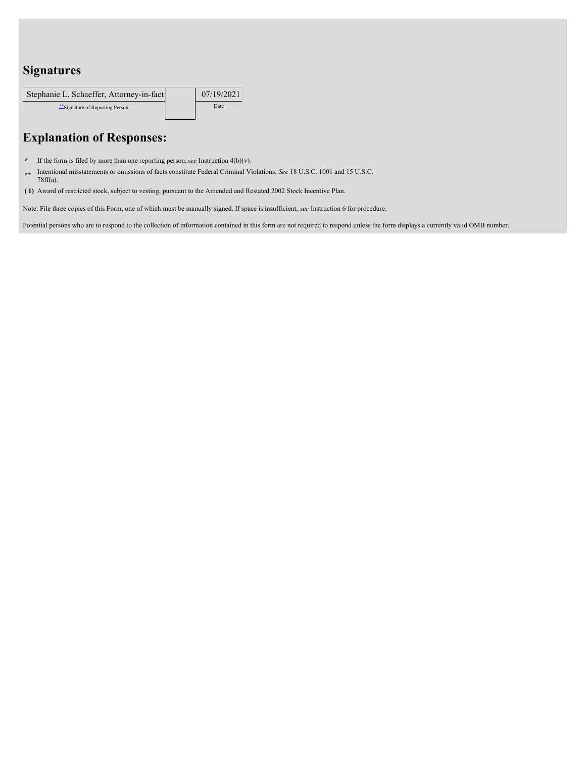## Signatures

| | | |
|---|---|---|
| Stephanie L. Schaeffer, Attorney-in-fact | | 07/19/2021 |
| ** Signature of Reporting Person | | Date |

## Explanation of Responses:

\* If the form is filed by more than one reporting person, *see* Instruction 4(b)(v).

** Intentional misstatements or omissions of facts constitute Federal Criminal Violations. *See* 18 U.S.C. 1001 and 15 U.S.C. 78ff(a).

**( 1)** Award of restricted stock, subject to vesting, pursuant to the Amended and Restated 2002 Stock Incentive Plan.

Note: File three copies of this Form, one of which must be manually signed. If space is insufficient, *see* Instruction 6 for procedure.

Potential persons who are to respond to the collection of information contained in this form are not required to respond unless the form displays a currently valid OMB number.